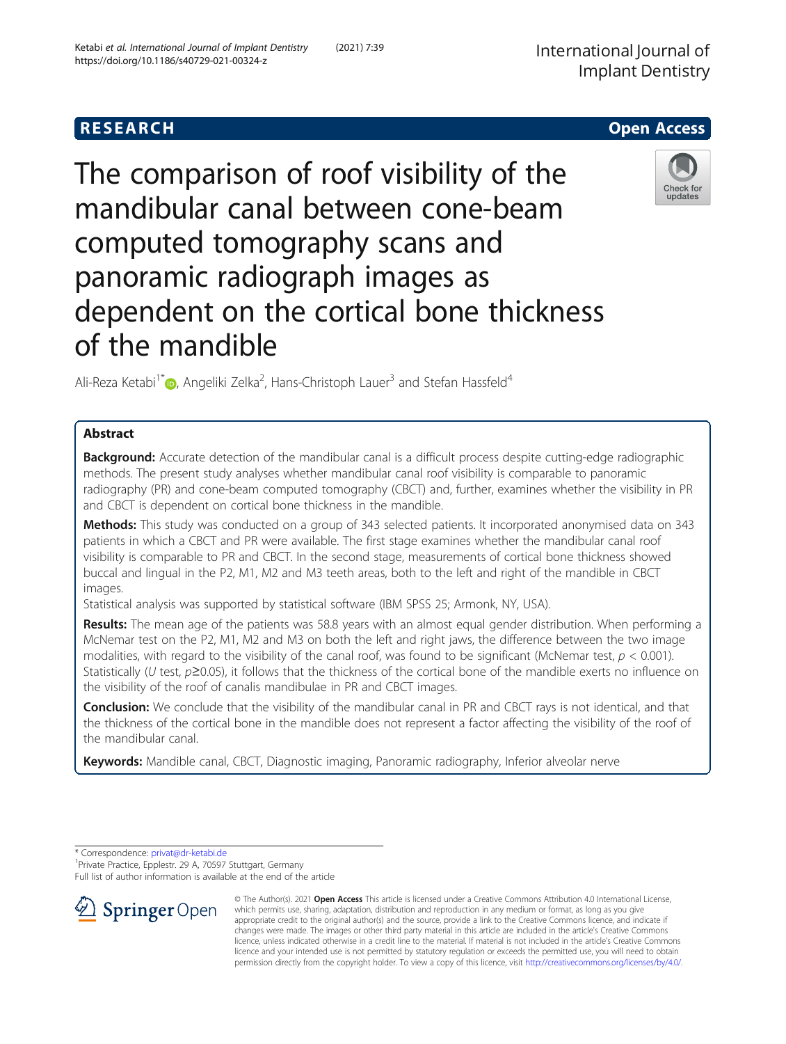RESEARCH Open Access

# The comparison of roof visibility of the mandibular canal between cone-beam computed tomography scans and panoramic radiograph images as dependent on the cortical bone thickness of the mandible

Ali-Reza Ketabi[1*], Angeliki Zelka[2], Hans-Christoph Lauer[3] and Stefan Hassfeld[4]

## Abstract

**Background:** Accurate detection of the mandibular canal is a difficult process despite cutting-edge radiographic methods. The present study analyses whether mandibular canal roof visibility is comparable to panoramic radiography (PR) and cone-beam computed tomography (CBCT) and, further, examines whether the visibility in PR and CBCT is dependent on cortical bone thickness in the mandible.

**Methods:** This study was conducted on a group of 343 selected patients. It incorporated anonymised data on 343 patients in which a CBCT and PR were available. The first stage examines whether the mandibular canal roof visibility is comparable to PR and CBCT. In the second stage, measurements of cortical bone thickness showed buccal and lingual in the P2, M1, M2 and M3 teeth areas, both to the left and right of the mandible in CBCT images.

Statistical analysis was supported by statistical software (IBM SPSS 25; Armonk, NY, USA).

**Results:** The mean age of the patients was 58.8 years with an almost equal gender distribution. When performing a McNemar test on the P2, M1, M2 and M3 on both the left and right jaws, the difference between the two image modalities, with regard to the visibility of the canal roof, was found to be significant (McNemar test, $p < 0.001$). Statistically ($U$ test, $p \geq 0.05$), it follows that the thickness of the cortical bone of the mandible exerts no influence on the visibility of the roof of canalis mandibulae in PR and CBCT images.

**Conclusion:** We conclude that the visibility of the mandibular canal in PR and CBCT rays is not identical, and that the thickness of the cortical bone in the mandible does not represent a factor affecting the visibility of the roof of the mandibular canal.

**Keywords:** Mandible canal, CBCT, Diagnostic imaging, Panoramic radiography, Inferior alveolar nerve

---

\* Correspondence: privat@dr-ketabi.de

[1]Private Practice, Epplestr. 29 A, 70597 Stuttgart, Germany

Full list of author information is available at the end of the article

© The Author(s). 2021 **Open Access** This article is licensed under a Creative Commons Attribution 4.0 International License, which permits use, sharing, adaptation, distribution and reproduction in any medium or format, as long as you give appropriate credit to the original author(s) and the source, provide a link to the Creative Commons licence, and indicate if changes were made. The images or other third party material in this article are included in the article's Creative Commons licence, unless indicated otherwise in a credit line to the material. If material is not included in the article's Creative Commons licence and your intended use is not permitted by statutory regulation or exceeds the permitted use, you will need to obtain permission directly from the copyright holder. To view a copy of this licence, visit http://creativecommons.org/licenses/by/4.0/.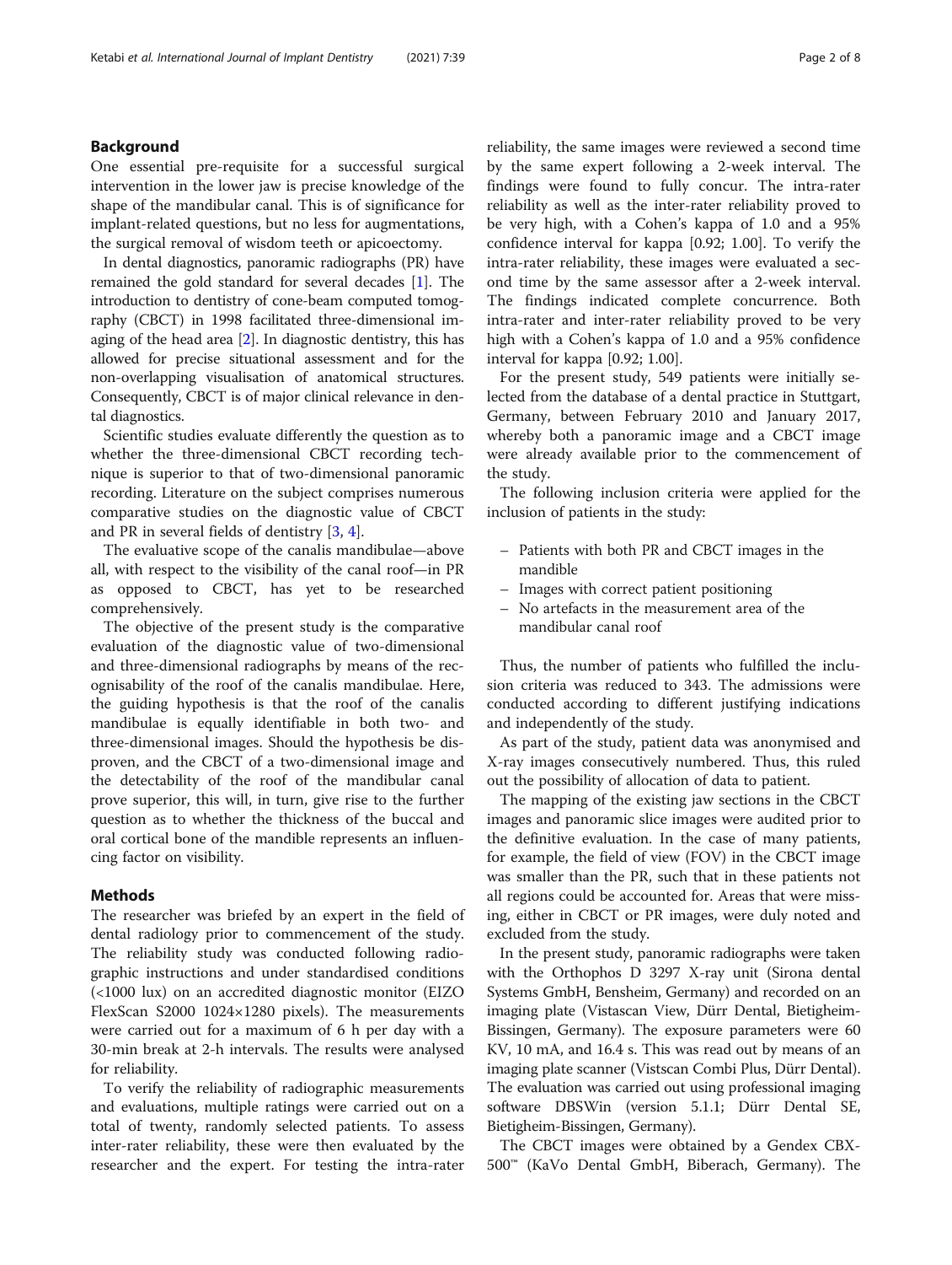## Background

One essential pre-requisite for a successful surgical intervention in the lower jaw is precise knowledge of the shape of the mandibular canal. This is of significance for implant-related questions, but no less for augmentations, the surgical removal of wisdom teeth or apicoectomy.

In dental diagnostics, panoramic radiographs (PR) have remained the gold standard for several decades [1]. The introduction to dentistry of cone-beam computed tomography (CBCT) in 1998 facilitated three-dimensional imaging of the head area [2]. In diagnostic dentistry, this has allowed for precise situational assessment and for the non-overlapping visualisation of anatomical structures. Consequently, CBCT is of major clinical relevance in dental diagnostics.

Scientific studies evaluate differently the question as to whether the three-dimensional CBCT recording technique is superior to that of two-dimensional panoramic recording. Literature on the subject comprises numerous comparative studies on the diagnostic value of CBCT and PR in several fields of dentistry [3, 4].

The evaluative scope of the canalis mandibulae—above all, with respect to the visibility of the canal roof—in PR as opposed to CBCT, has yet to be researched comprehensively.

The objective of the present study is the comparative evaluation of the diagnostic value of two-dimensional and three-dimensional radiographs by means of the recognisability of the roof of the canalis mandibulae. Here, the guiding hypothesis is that the roof of the canalis mandibulae is equally identifiable in both two- and three-dimensional images. Should the hypothesis be disproven, and the CBCT of a two-dimensional image and the detectability of the roof of the mandibular canal prove superior, this will, in turn, give rise to the further question as to whether the thickness of the buccal and oral cortical bone of the mandible represents an influencing factor on visibility.

## Methods

The researcher was briefed by an expert in the field of dental radiology prior to commencement of the study. The reliability study was conducted following radiographic instructions and under standardised conditions (<1000 lux) on an accredited diagnostic monitor (EIZO FlexScan S2000 1024×1280 pixels). The measurements were carried out for a maximum of 6 h per day with a 30-min break at 2-h intervals. The results were analysed for reliability.

To verify the reliability of radiographic measurements and evaluations, multiple ratings were carried out on a total of twenty, randomly selected patients. To assess inter-rater reliability, these were then evaluated by the researcher and the expert. For testing the intra-rater reliability, the same images were reviewed a second time by the same expert following a 2-week interval. The findings were found to fully concur. The intra-rater reliability as well as the inter-rater reliability proved to be very high, with a Cohen's kappa of 1.0 and a 95% confidence interval for kappa [0.92; 1.00]. To verify the intra-rater reliability, these images were evaluated a second time by the same assessor after a 2-week interval. The findings indicated complete concurrence. Both intra-rater and inter-rater reliability proved to be very high with a Cohen's kappa of 1.0 and a 95% confidence interval for kappa [0.92; 1.00].

For the present study, 549 patients were initially selected from the database of a dental practice in Stuttgart, Germany, between February 2010 and January 2017, whereby both a panoramic image and a CBCT image were already available prior to the commencement of the study.

The following inclusion criteria were applied for the inclusion of patients in the study:

- Patients with both PR and CBCT images in the mandible
- Images with correct patient positioning
- No artefacts in the measurement area of the mandibular canal roof

Thus, the number of patients who fulfilled the inclusion criteria was reduced to 343. The admissions were conducted according to different justifying indications and independently of the study.

As part of the study, patient data was anonymised and X-ray images consecutively numbered. Thus, this ruled out the possibility of allocation of data to patient.

The mapping of the existing jaw sections in the CBCT images and panoramic slice images were audited prior to the definitive evaluation. In the case of many patients, for example, the field of view (FOV) in the CBCT image was smaller than the PR, such that in these patients not all regions could be accounted for. Areas that were missing, either in CBCT or PR images, were duly noted and excluded from the study.

In the present study, panoramic radiographs were taken with the Orthophos D 3297 X-ray unit (Sirona dental Systems GmbH, Bensheim, Germany) and recorded on an imaging plate (Vistascan View, Dürr Dental, Bietigheim-Bissingen, Germany). The exposure parameters were 60 KV, 10 mA, and 16.4 s. This was read out by means of an imaging plate scanner (Vistscan Combi Plus, Dürr Dental). The evaluation was carried out using professional imaging software DBSWin (version 5.1.1; Dürr Dental SE, Bietigheim-Bissingen, Germany).

The CBCT images were obtained by a Gendex CBX-500™ (KaVo Dental GmbH, Biberach, Germany). The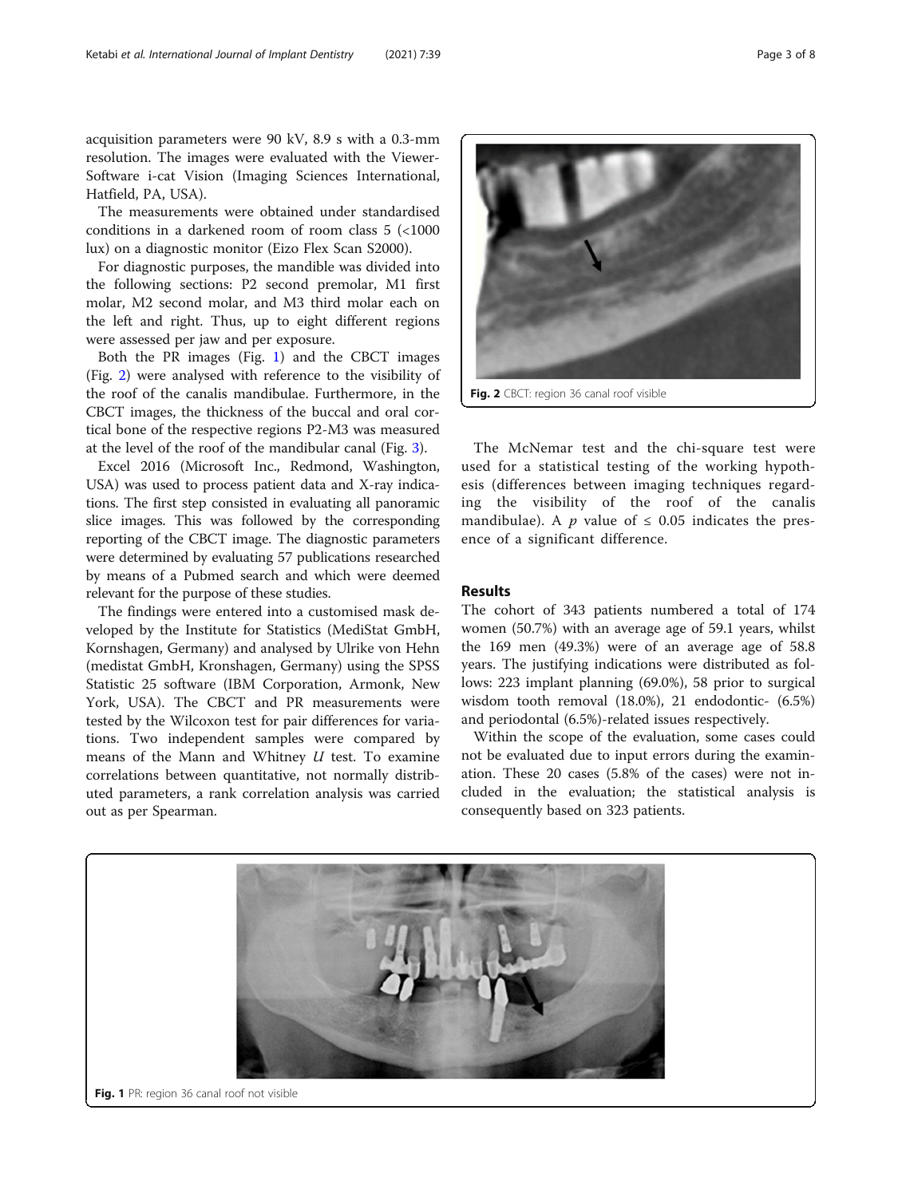acquisition parameters were 90 kV, 8.9 s with a 0.3-mm resolution. The images were evaluated with the Viewer-Software i-cat Vision (Imaging Sciences International, Hatfield, PA, USA).

The measurements were obtained under standardised conditions in a darkened room of room class 5 (<1000 lux) on a diagnostic monitor (Eizo Flex Scan S2000).

For diagnostic purposes, the mandible was divided into the following sections: P2 second premolar, M1 first molar, M2 second molar, and M3 third molar each on the left and right. Thus, up to eight different regions were assessed per jaw and per exposure.

Both the PR images (Fig. 1) and the CBCT images (Fig. 2) were analysed with reference to the visibility of the roof of the canalis mandibulae. Furthermore, in the CBCT images, the thickness of the buccal and oral cortical bone of the respective regions P2-M3 was measured at the level of the roof of the mandibular canal (Fig. 3).

Excel 2016 (Microsoft Inc., Redmond, Washington, USA) was used to process patient data and X-ray indications. The first step consisted in evaluating all panoramic slice images. This was followed by the corresponding reporting of the CBCT image. The diagnostic parameters were determined by evaluating 57 publications researched by means of a Pubmed search and which were deemed relevant for the purpose of these studies.

The findings were entered into a customised mask developed by the Institute for Statistics (MediStat GmbH, Kornshagen, Germany) and analysed by Ulrike von Hehn (medistat GmbH, Kronshagen, Germany) using the SPSS Statistic 25 software (IBM Corporation, Armonk, New York, USA). The CBCT and PR measurements were tested by the Wilcoxon test for pair differences for variations. Two independent samples were compared by means of the Mann and Whitney $U$ test. To examine correlations between quantitative, not normally distributed parameters, a rank correlation analysis was carried out as per Spearman.

Fig. 2 CBCT: region 36 canal roof visible

The McNemar test and the chi-square test were used for a statistical testing of the working hypothesis (differences between imaging techniques regarding the visibility of the roof of the canalis mandibulae). A $p$ value of $\leq 0.05$ indicates the presence of a significant difference.

## Results

The cohort of 343 patients numbered a total of 174 women (50.7%) with an average age of 59.1 years, whilst the 169 men (49.3%) were of an average age of 58.8 years. The justifying indications were distributed as follows: 223 implant planning (69.0%), 58 prior to surgical wisdom tooth removal (18.0%), 21 endodontic- (6.5%) and periodontal (6.5%)-related issues respectively.

Within the scope of the evaluation, some cases could not be evaluated due to input errors during the examination. These 20 cases (5.8% of the cases) were not included in the evaluation; the statistical analysis is consequently based on 323 patients.

Fig. 1 PR: region 36 canal roof not visible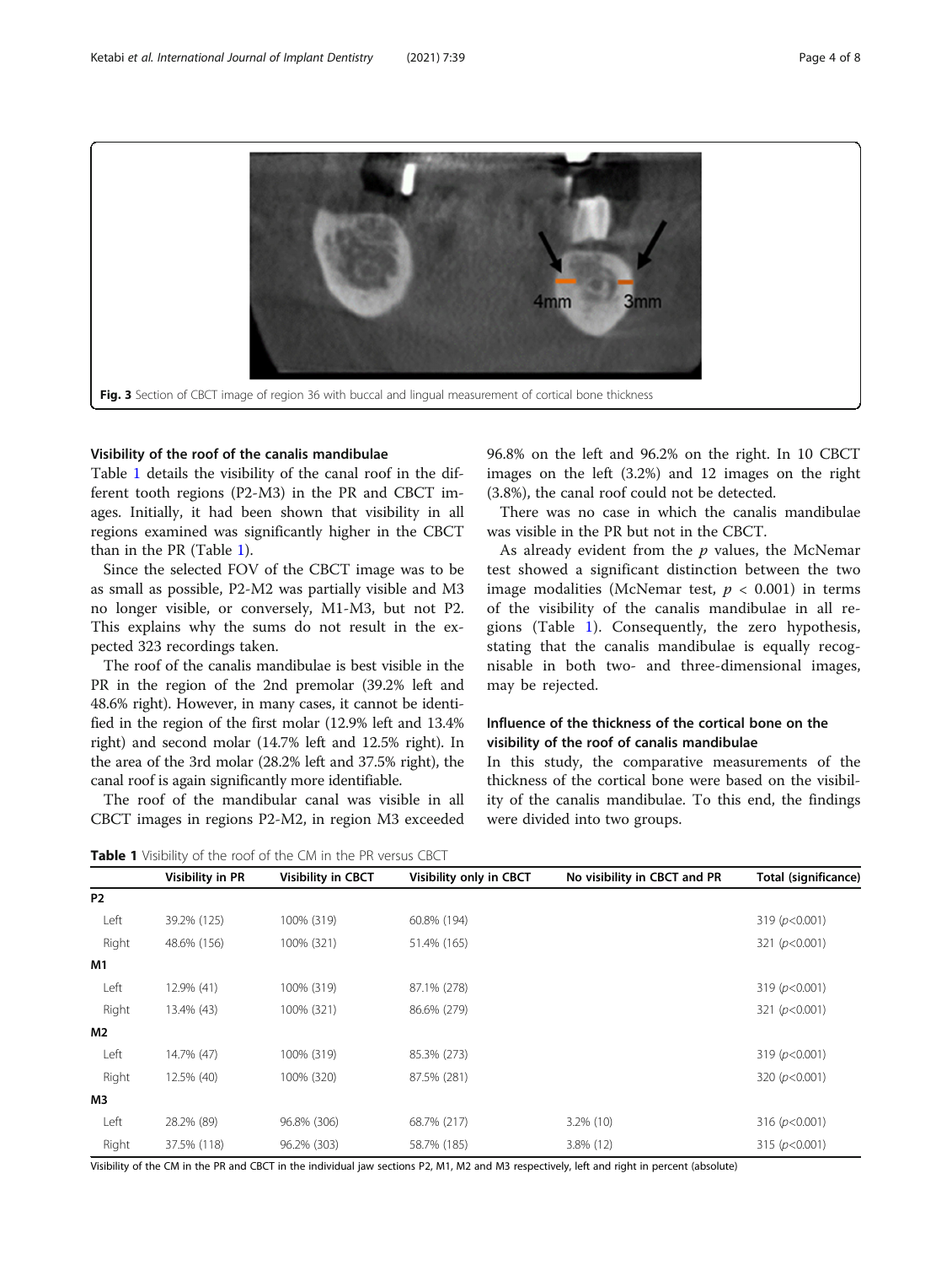Fig. 3 Section of CBCT image of region 36 with buccal and lingual measurement of cortical bone thickness

### Visibility of the roof of the canalis mandibulae

Table 1 details the visibility of the canal roof in the different tooth regions (P2-M3) in the PR and CBCT images. Initially, it had been shown that visibility in all regions examined was significantly higher in the CBCT than in the PR (Table 1).

Since the selected FOV of the CBCT image was to be as small as possible, P2-M2 was partially visible and M3 no longer visible, or conversely, M1-M3, but not P2. This explains why the sums do not result in the expected 323 recordings taken.

The roof of the canalis mandibulae is best visible in the PR in the region of the 2nd premolar (39.2% left and 48.6% right). However, in many cases, it cannot be identified in the region of the first molar (12.9% left and 13.4% right) and second molar (14.7% left and 12.5% right). In the area of the 3rd molar (28.2% left and 37.5% right), the canal roof is again significantly more identifiable.

The roof of the mandibular canal was visible in all CBCT images in regions P2-M2, in region M3 exceeded 96.8% on the left and 96.2% on the right. In 10 CBCT images on the left (3.2%) and 12 images on the right (3.8%), the canal roof could not be detected.

There was no case in which the canalis mandibulae was visible in the PR but not in the CBCT.

As already evident from the $p$ values, the McNemar test showed a significant distinction between the two image modalities (McNemar test, $p < 0.001$) in terms of the visibility of the canalis mandibulae in all regions (Table 1). Consequently, the zero hypothesis, stating that the canalis mandibulae is equally recognisable in both two- and three-dimensional images, may be rejected.

### Influence of the thickness of the cortical bone on the visibility of the roof of canalis mandibulae

In this study, the comparative measurements of the thickness of the cortical bone were based on the visibility of the canalis mandibulae. To this end, the findings were divided into two groups.

**Table 1** Visibility of the roof of the CM in the PR versus CBCT

| | Visibility in PR | Visibility in CBCT | Visibility only in CBCT | No visibility in CBCT and PR | Total (significance) |
|---|---|---|---|---|---|
| **P2** | | | | | |
| Left | 39.2% (125) | 100% (319) | 60.8% (194) | | 319 ($p$<0.001) |
| Right | 48.6% (156) | 100% (321) | 51.4% (165) | | 321 ($p$<0.001) |
| **M1** | | | | | |
| Left | 12.9% (41) | 100% (319) | 87.1% (278) | | 319 ($p$<0.001) |
| Right | 13.4% (43) | 100% (321) | 86.6% (279) | | 321 ($p$<0.001) |
| **M2** | | | | | |
| Left | 14.7% (47) | 100% (319) | 85.3% (273) | | 319 ($p$<0.001) |
| Right | 12.5% (40) | 100% (320) | 87.5% (281) | | 320 ($p$<0.001) |
| **M3** | | | | | |
| Left | 28.2% (89) | 96.8% (306) | 68.7% (217) | 3.2% (10) | 316 ($p$<0.001) |
| Right | 37.5% (118) | 96.2% (303) | 58.7% (185) | 3.8% (12) | 315 ($p$<0.001) |

Visibility of the CM in the PR and CBCT in the individual jaw sections P2, M1, M2 and M3 respectively, left and right in percent (absolute)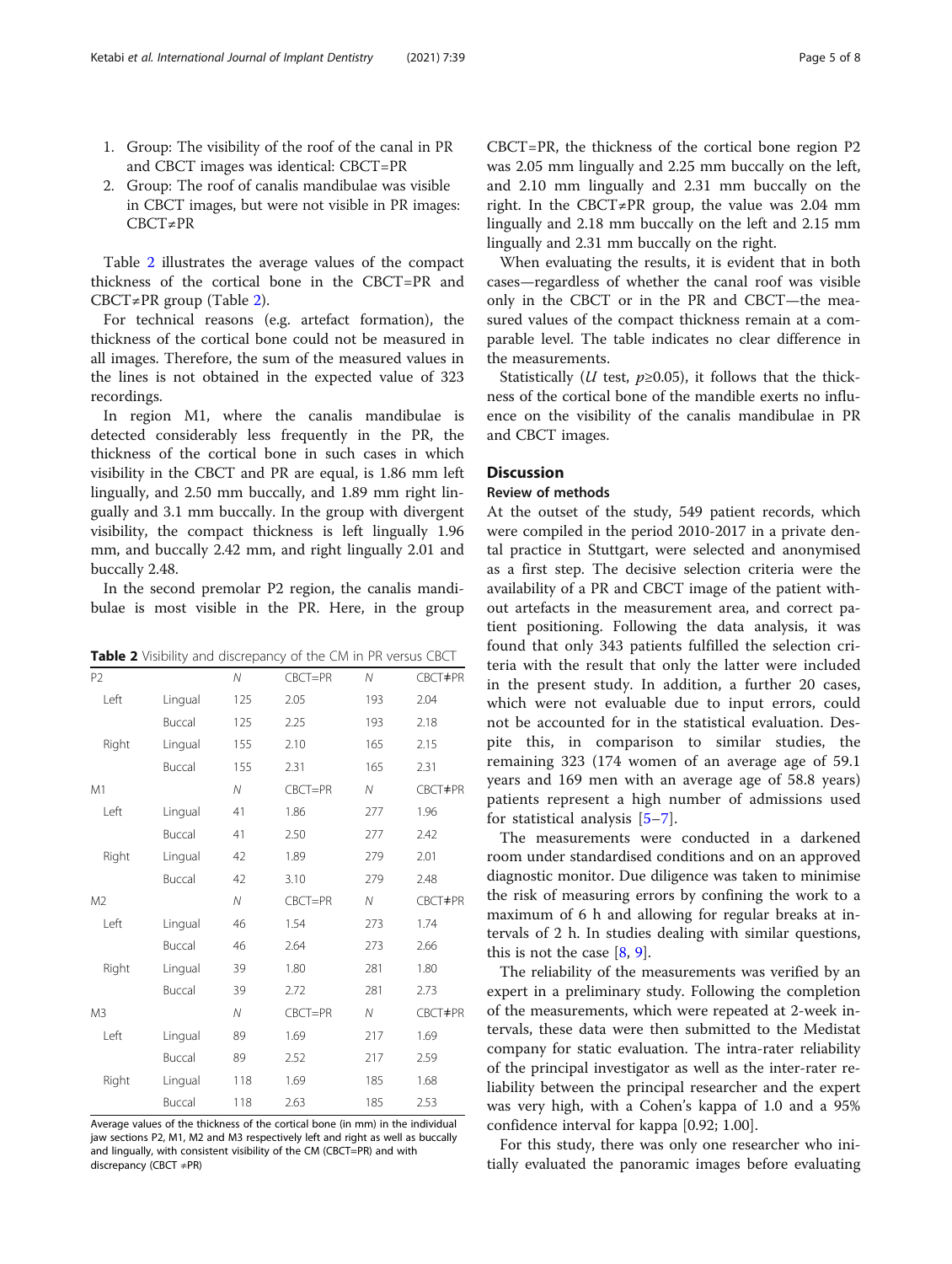1. Group: The visibility of the roof of the canal in PR and CBCT images was identical: CBCT=PR
2. Group: The roof of canalis mandibulae was visible in CBCT images, but were not visible in PR images: CBCT≠PR

Table 2 illustrates the average values of the compact thickness of the cortical bone in the CBCT=PR and CBCT≠PR group (Table 2).

For technical reasons (e.g. artefact formation), the thickness of the cortical bone could not be measured in all images. Therefore, the sum of the measured values in the lines is not obtained in the expected value of 323 recordings.

In region M1, where the canalis mandibulae is detected considerably less frequently in the PR, the thickness of the cortical bone in such cases in which visibility in the CBCT and PR are equal, is 1.86 mm left lingually, and 2.50 mm buccally, and 1.89 mm right lingually and 3.1 mm buccally. In the group with divergent visibility, the compact thickness is left lingually 1.96 mm, and buccally 2.42 mm, and right lingually 2.01 and buccally 2.48.

In the second premolar P2 region, the canalis mandibulae is most visible in the PR. Here, in the group CBCT=PR, the thickness of the cortical bone region P2 was 2.05 mm lingually and 2.25 mm buccally on the left, and 2.10 mm lingually and 2.31 mm buccally on the right. In the CBCT≠PR group, the value was 2.04 mm lingually and 2.18 mm buccally on the left and 2.15 mm lingually and 2.31 mm buccally on the right.

**Table 2** Visibility and discrepancy of the CM in PR versus CBCT

| P2 | | N | CBCT=PR | N | CBCT≠PR |
|---|---|---|---|---|---|
| Left | Lingual | 125 | 2.05 | 193 | 2.04 |
| | Buccal | 125 | 2.25 | 193 | 2.18 |
| Right | Lingual | 155 | 2.10 | 165 | 2.15 |
| | Buccal | 155 | 2.31 | 165 | 2.31 |
| M1 | | N | CBCT=PR | N | CBCT≠PR |
| Left | Lingual | 41 | 1.86 | 277 | 1.96 |
| | Buccal | 41 | 2.50 | 277 | 2.42 |
| Right | Lingual | 42 | 1.89 | 279 | 2.01 |
| | Buccal | 42 | 3.10 | 279 | 2.48 |
| M2 | | N | CBCT=PR | N | CBCT≠PR |
| Left | Lingual | 46 | 1.54 | 273 | 1.74 |
| | Buccal | 46 | 2.64 | 273 | 2.66 |
| Right | Lingual | 39 | 1.80 | 281 | 1.80 |
| | Buccal | 39 | 2.72 | 281 | 2.73 |
| M3 | | N | CBCT=PR | N | CBCT≠PR |
| Left | Lingual | 89 | 1.69 | 217 | 1.69 |
| | Buccal | 89 | 2.52 | 217 | 2.59 |
| Right | Lingual | 118 | 1.69 | 185 | 1.68 |
| | Buccal | 118 | 2.63 | 185 | 2.53 |

Average values of the thickness of the cortical bone (in mm) in the individual jaw sections P2, M1, M2 and M3 respectively left and right as well as buccally and lingually, with consistent visibility of the CM (CBCT=PR) and with discrepancy (CBCT ≠PR)

When evaluating the results, it is evident that in both cases—regardless of whether the canal roof was visible only in the CBCT or in the PR and CBCT—the measured values of the compact thickness remain at a comparable level. The table indicates no clear difference in the measurements.

Statistically (*U* test, $p \geq 0.05$), it follows that the thickness of the cortical bone of the mandible exerts no influence on the visibility of the canalis mandibulae in PR and CBCT images.

## Discussion

### Review of methods

At the outset of the study, 549 patient records, which were compiled in the period 2010-2017 in a private dental practice in Stuttgart, were selected and anonymised as a first step. The decisive selection criteria were the availability of a PR and CBCT image of the patient without artefacts in the measurement area, and correct patient positioning. Following the data analysis, it was found that only 343 patients fulfilled the selection criteria with the result that only the latter were included in the present study. In addition, a further 20 cases, which were not evaluable due to input errors, could not be accounted for in the statistical evaluation. Despite this, in comparison to similar studies, the remaining 323 (174 women of an average age of 59.1 years and 169 men with an average age of 58.8 years) patients represent a high number of admissions used for statistical analysis [5–7].

The measurements were conducted in a darkened room under standardised conditions and on an approved diagnostic monitor. Due diligence was taken to minimise the risk of measuring errors by confining the work to a maximum of 6 h and allowing for regular breaks at intervals of 2 h. In studies dealing with similar questions, this is not the case [8, 9].

The reliability of the measurements was verified by an expert in a preliminary study. Following the completion of the measurements, which were repeated at 2-week intervals, these data were then submitted to the Medistat company for static evaluation. The intra-rater reliability of the principal investigator as well as the inter-rater reliability between the principal researcher and the expert was very high, with a Cohen's kappa of 1.0 and a 95% confidence interval for kappa [0.92; 1.00].

For this study, there was only one researcher who initially evaluated the panoramic images before evaluating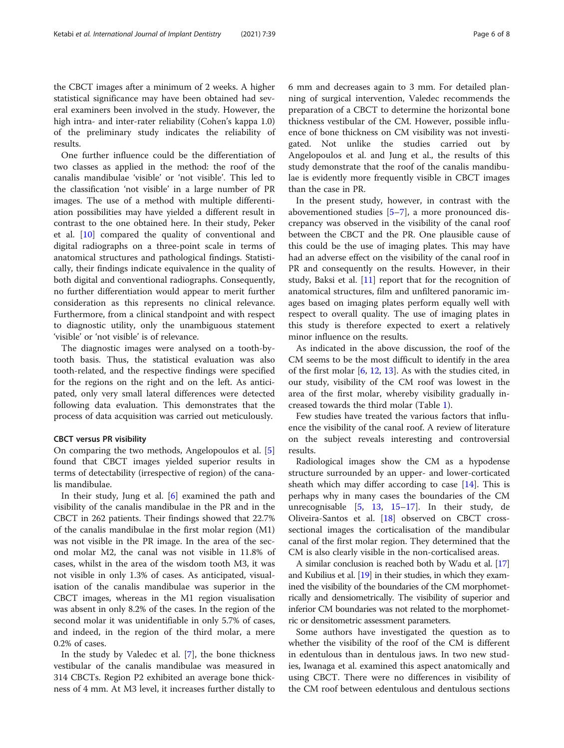the CBCT images after a minimum of 2 weeks. A higher statistical significance may have been obtained had several examiners been involved in the study. However, the high intra- and inter-rater reliability (Cohen's kappa 1.0) of the preliminary study indicates the reliability of results.

One further influence could be the differentiation of two classes as applied in the method: the roof of the canalis mandibulae 'visible' or 'not visible'. This led to the classification 'not visible' in a large number of PR images. The use of a method with multiple differentiation possibilities may have yielded a different result in contrast to the one obtained here. In their study, Peker et al. [10] compared the quality of conventional and digital radiographs on a three-point scale in terms of anatomical structures and pathological findings. Statistically, their findings indicate equivalence in the quality of both digital and conventional radiographs. Consequently, no further differentiation would appear to merit further consideration as this represents no clinical relevance. Furthermore, from a clinical standpoint and with respect to diagnostic utility, only the unambiguous statement 'visible' or 'not visible' is of relevance.

The diagnostic images were analysed on a tooth-by-tooth basis. Thus, the statistical evaluation was also tooth-related, and the respective findings were specified for the regions on the right and on the left. As anticipated, only very small lateral differences were detected following data evaluation. This demonstrates that the process of data acquisition was carried out meticulously.

#### CBCT versus PR visibility

On comparing the two methods, Angelopoulos et al. [5] found that CBCT images yielded superior results in terms of detectability (irrespective of region) of the canalis mandibulae.

In their study, Jung et al. [6] examined the path and visibility of the canalis mandibulae in the PR and in the CBCT in 262 patients. Their findings showed that 22.7% of the canalis mandibulae in the first molar region (M1) was not visible in the PR image. In the area of the second molar M2, the canal was not visible in 11.8% of cases, whilst in the area of the wisdom tooth M3, it was not visible in only 1.3% of cases. As anticipated, visualisation of the canalis mandibulae was superior in the CBCT images, whereas in the M1 region visualisation was absent in only 8.2% of the cases. In the region of the second molar it was unidentifiable in only 5.7% of cases, and indeed, in the region of the third molar, a mere 0.2% of cases.

In the study by Valedec et al. [7], the bone thickness vestibular of the canalis mandibulae was measured in 314 CBCTs. Region P2 exhibited an average bone thickness of 4 mm. At M3 level, it increases further distally to 6 mm and decreases again to 3 mm. For detailed planning of surgical intervention, Valedec recommends the preparation of a CBCT to determine the horizontal bone thickness vestibular of the CM. However, possible influence of bone thickness on CM visibility was not investigated. Not unlike the studies carried out by Angelopoulos et al. and Jung et al., the results of this study demonstrate that the roof of the canalis mandibulae is evidently more frequently visible in CBCT images than the case in PR.

In the present study, however, in contrast with the abovementioned studies [5–7], a more pronounced discrepancy was observed in the visibility of the canal roof between the CBCT and the PR. One plausible cause of this could be the use of imaging plates. This may have had an adverse effect on the visibility of the canal roof in PR and consequently on the results. However, in their study, Baksi et al. [11] report that for the recognition of anatomical structures, film and unfiltered panoramic images based on imaging plates perform equally well with respect to overall quality. The use of imaging plates in this study is therefore expected to exert a relatively minor influence on the results.

As indicated in the above discussion, the roof of the CM seems to be the most difficult to identify in the area of the first molar [6, 12, 13]. As with the studies cited, in our study, visibility of the CM roof was lowest in the area of the first molar, whereby visibility gradually increased towards the third molar (Table 1).

Few studies have treated the various factors that influence the visibility of the canal roof. A review of literature on the subject reveals interesting and controversial results.

Radiological images show the CM as a hypodense structure surrounded by an upper- and lower-corticated sheath which may differ according to case [14]. This is perhaps why in many cases the boundaries of the CM unrecognisable [5, 13, 15–17]. In their study, de Oliveira-Santos et al. [18] observed on CBCT cross-sectional images the corticalisation of the mandibular canal of the first molar region. They determined that the CM is also clearly visible in the non-corticalised areas.

A similar conclusion is reached both by Wadu et al. [17] and Kubilius et al. [19] in their studies, in which they examined the visibility of the boundaries of the CM morphometrically and densiometrically. The visibility of superior and inferior CM boundaries was not related to the morphometric or densitometric assessment parameters.

Some authors have investigated the question as to whether the visibility of the roof of the CM is different in edentulous than in dentulous jaws. In two new studies, Iwanaga et al. examined this aspect anatomically and using CBCT. There were no differences in visibility of the CM roof between edentulous and dentulous sections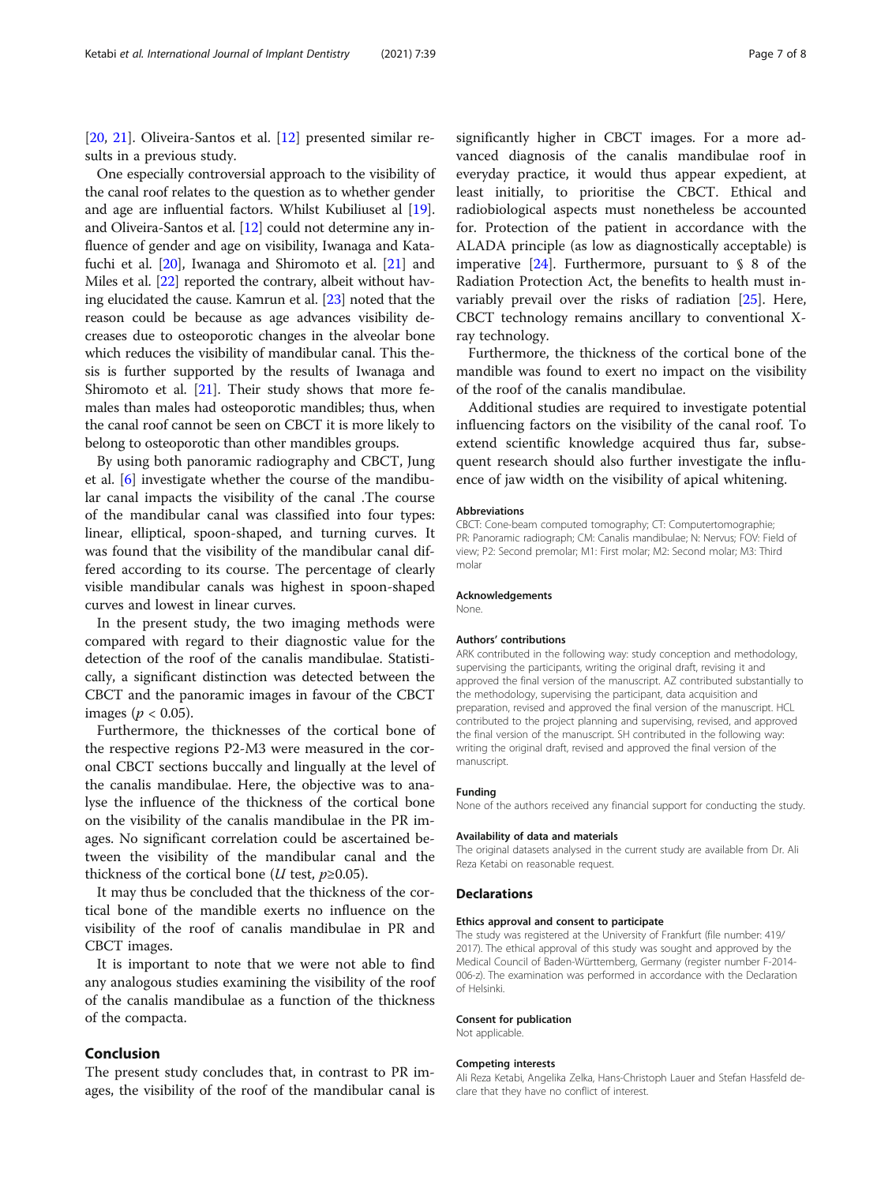[20, 21]. Oliveira-Santos et al. [12] presented similar results in a previous study.

One especially controversial approach to the visibility of the canal roof relates to the question as to whether gender and age are influential factors. Whilst Kubiliuset al [19]. and Oliveira-Santos et al. [12] could not determine any influence of gender and age on visibility, Iwanaga and Katafuchi et al. [20], Iwanaga and Shiromoto et al. [21] and Miles et al. [22] reported the contrary, albeit without having elucidated the cause. Kamrun et al. [23] noted that the reason could be because as age advances visibility decreases due to osteoporotic changes in the alveolar bone which reduces the visibility of mandibular canal. This thesis is further supported by the results of Iwanaga and Shiromoto et al. [21]. Their study shows that more females than males had osteoporotic mandibles; thus, when the canal roof cannot be seen on CBCT it is more likely to belong to osteoporotic than other mandibles groups.

By using both panoramic radiography and CBCT, Jung et al. [6] investigate whether the course of the mandibular canal impacts the visibility of the canal .The course of the mandibular canal was classified into four types: linear, elliptical, spoon-shaped, and turning curves. It was found that the visibility of the mandibular canal differed according to its course. The percentage of clearly visible mandibular canals was highest in spoon-shaped curves and lowest in linear curves.

In the present study, the two imaging methods were compared with regard to their diagnostic value for the detection of the roof of the canalis mandibulae. Statistically, a significant distinction was detected between the CBCT and the panoramic images in favour of the CBCT images ($p < 0.05$).

Furthermore, the thicknesses of the cortical bone of the respective regions P2-M3 were measured in the coronal CBCT sections buccally and lingually at the level of the canalis mandibulae. Here, the objective was to analyse the influence of the thickness of the cortical bone on the visibility of the canalis mandibulae in the PR images. No significant correlation could be ascertained between the visibility of the mandibular canal and the thickness of the cortical bone (*U* test, $p \geq 0.05$).

It may thus be concluded that the thickness of the cortical bone of the mandible exerts no influence on the visibility of the roof of canalis mandibulae in PR and CBCT images.

It is important to note that we were not able to find any analogous studies examining the visibility of the roof of the canalis mandibulae as a function of the thickness of the compacta.

## Conclusion

The present study concludes that, in contrast to PR images, the visibility of the roof of the mandibular canal is significantly higher in CBCT images. For a more advanced diagnosis of the canalis mandibulae roof in everyday practice, it would thus appear expedient, at least initially, to prioritise the CBCT. Ethical and radiobiological aspects must nonetheless be accounted for. Protection of the patient in accordance with the ALADA principle (as low as diagnostically acceptable) is imperative [24]. Furthermore, pursuant to § 8 of the Radiation Protection Act, the benefits to health must invariably prevail over the risks of radiation [25]. Here, CBCT technology remains ancillary to conventional X-ray technology.

Furthermore, the thickness of the cortical bone of the mandible was found to exert no impact on the visibility of the roof of the canalis mandibulae.

Additional studies are required to investigate potential influencing factors on the visibility of the canal roof. To extend scientific knowledge acquired thus far, subsequent research should also further investigate the influence of jaw width on the visibility of apical whitening.

#### Abbreviations

CBCT: Cone-beam computed tomography; CT: Computertomographie; PR: Panoramic radiograph; CM: Canalis mandibulae; N: Nervus; FOV: Field of view; P2: Second premolar; M1: First molar; M2: Second molar; M3: Third molar

#### Acknowledgements

None.

#### Authors' contributions

ARK contributed in the following way: study conception and methodology, supervising the participants, writing the original draft, revising it and approved the final version of the manuscript. AZ contributed substantially to the methodology, supervising the participant, data acquisition and preparation, revised and approved the final version of the manuscript. HCL contributed to the project planning and supervising, revised, and approved the final version of the manuscript. SH contributed in the following way: writing the original draft, revised and approved the final version of the manuscript.

#### Funding

None of the authors received any financial support for conducting the study.

#### Availability of data and materials

The original datasets analysed in the current study are available from Dr. Ali Reza Ketabi on reasonable request.

### Declarations

#### Ethics approval and consent to participate

The study was registered at the University of Frankfurt (file number: 419/2017). The ethical approval of this study was sought and approved by the Medical Council of Baden-Württemberg, Germany (register number F-2014-006-z). The examination was performed in accordance with the Declaration of Helsinki.

#### Consent for publication

Not applicable.

#### Competing interests

Ali Reza Ketabi, Angelika Zelka, Hans-Christoph Lauer and Stefan Hassfeld declare that they have no conflict of interest.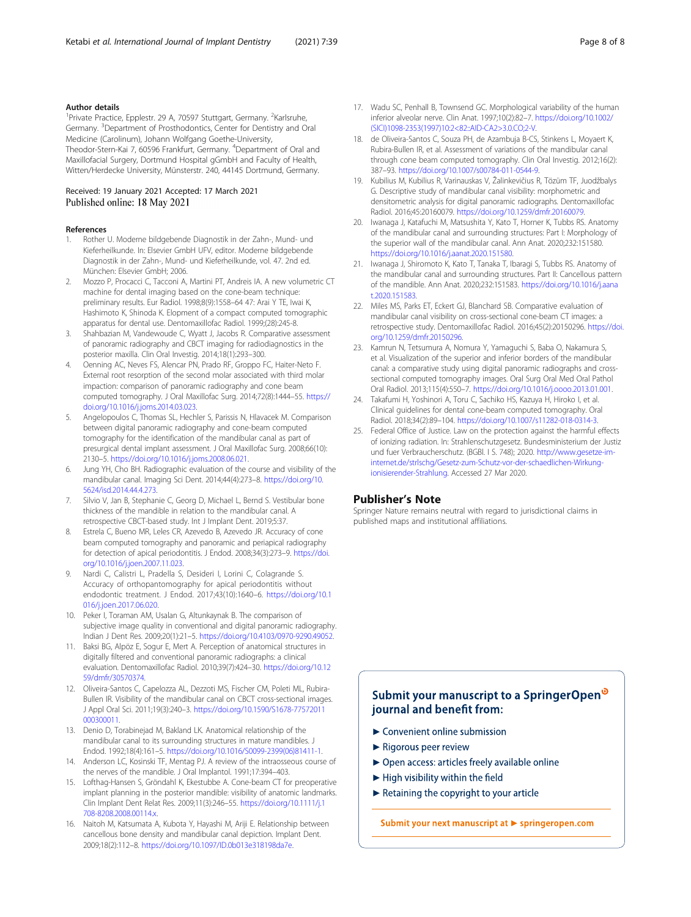### Author details

[1]Private Practice, Epplestr. 29 A, 70597 Stuttgart, Germany. [2]Karlsruhe, Germany. [3]Department of Prosthodontics, Center for Dentistry and Oral Medicine (Carolinum), Johann Wolfgang Goethe-University, Theodor-Stern-Kai 7, 60596 Frankfurt, Germany. [4]Department of Oral and Maxillofacial Surgery, Dortmund Hospital gGmbH and Faculty of Health, Witten/Herdecke University, Münsterstr. 240, 44145 Dortmund, Germany.

Received: 19 January 2021 Accepted: 17 March 2021
Published online: 18 May 2021

### References

1. Rother U. Moderne bildgebende Diagnostik in der Zahn-, Mund- und Kieferheilkunde. In: Elsevier GmbH UFV, editor. Moderne bildgebende Diagnostik in der Zahn-, Mund- und Kieferheilkunde, vol. 47. 2nd ed. München: Elsevier GmbH; 2006.
2. Mozzo P, Procacci C, Tacconi A, Martini PT, Andreis IA. A new volumetric CT machine for dental imaging based on the cone-beam technique: preliminary results. Eur Radiol. 1998;8(9):1558–64 47: Arai Y TE, Iwai K, Hashimoto K, Shinoda K. Elopment of a compact computed tomographic apparatus for dental use. Dentomaxillofac Radiol. 1999;(28):245-8.
3. Shahbazian M, Vandewoude C, Wyatt J, Jacobs R. Comparative assessment of panoramic radiography and CBCT imaging for radiodiagnostics in the posterior maxilla. Clin Oral Investig. 2014;18(1):293–300.
4. Oenning AC, Neves FS, Alencar PN, Prado RF, Groppo FC, Haiter-Neto F. External root resorption of the second molar associated with third molar impaction: comparison of panoramic radiography and cone beam computed tomography. J Oral Maxillofac Surg. 2014;72(8):1444–55. https://doi.org/10.1016/j.joms.2014.03.023.
5. Angelopoulos C, Thomas SL, Hechler S, Parissis N, Hlavacek M. Comparison between digital panoramic radiography and cone-beam computed tomography for the identification of the mandibular canal as part of presurgical dental implant assessment. J Oral Maxillofac Surg. 2008;66(10): 2130–5. https://doi.org/10.1016/j.joms.2008.06.021.
6. Jung YH, Cho BH. Radiographic evaluation of the course and visibility of the mandibular canal. Imaging Sci Dent. 2014;44(4):273–8. https://doi.org/10.5624/isd.2014.44.4.273.
7. Silvio V, Jan B, Stephanie C, Georg D, Michael L, Bernd S. Vestibular bone thickness of the mandible in relation to the mandibular canal. A retrospective CBCT-based study. Int J Implant Dent. 2019;5:37.
8. Estrela C, Bueno MR, Leles CR, Azevedo B, Azevedo JR. Accuracy of cone beam computed tomography and panoramic and periapical radiography for detection of apical periodontitis. J Endod. 2008;34(3):273–9. https://doi.org/10.1016/j.joen.2007.11.023.
9. Nardi C, Calistri L, Pradella S, Desideri I, Lorini C, Colagrande S. Accuracy of orthopantomography for apical periodontitis without endodontic treatment. J Endod. 2017;43(10):1640–6. https://doi.org/10.1016/j.joen.2017.06.020.
10. Peker I, Toraman AM, Usalan G, Altunkaynak B. The comparison of subjective image quality in conventional and digital panoramic radiography. Indian J Dent Res. 2009;20(1):21–5. https://doi.org/10.4103/0970-9290.49052.
11. Baksi BG, Alpöz E, Sogur E, Mert A. Perception of anatomical structures in digitally filtered and conventional panoramic radiographs: a clinical evaluation. Dentomaxillofac Radiol. 2010;39(7):424–30. https://doi.org/10.1259/dmfr/30570374.
12. Oliveira-Santos C, Capelozza AL, Dezzoti MS, Fischer CM, Poleti ML, Rubira-Bullen IR. Visibility of the mandibular canal on CBCT cross-sectional images. J Appl Oral Sci. 2011;19(3):240–3. https://doi.org/10.1590/S1678-77572011000300011.
13. Denio D, Torabinejad M, Bakland LK. Anatomical relationship of the mandibular canal to its surrounding structures in mature mandibles. J Endod. 1992;18(4):161–5. https://doi.org/10.1016/S0099-2399(06)81411-1.
14. Anderson LC, Kosinski TF, Mentag PJ. A review of the intraosseous course of the nerves of the mandible. J Oral Implantol. 1991;17:394–403.
15. Lofthag-Hansen S, Gröndahl K, Ekestubbe A. Cone-beam CT for preoperative implant planning in the posterior mandible: visibility of anatomic landmarks. Clin Implant Dent Relat Res. 2009;11(3):246–55. https://doi.org/10.1111/j.1708-8208.2008.00114.x.
16. Naitoh M, Katsumata A, Kubota Y, Hayashi M, Ariji E. Relationship between cancellous bone density and mandibular canal depiction. Implant Dent. 2009;18(2):112–8. https://doi.org/10.1097/ID.0b013e318198da7e.
17. Wadu SC, Penhall B, Townsend GC. Morphological variability of the human inferior alveolar nerve. Clin Anat. 1997;10(2):82–7. https://doi.org/10.1002/(SICI)1098-2353(1997)10:2<82::AID-CA2>3.0.CO;2-V.
18. de Oliveira-Santos C, Souza PH, de Azambuja B-CS, Stinkens L, Moyaert K, Rubira-Bullen IR, et al. Assessment of variations of the mandibular canal through cone beam computed tomography. Clin Oral Investig. 2012;16(2): 387–93. https://doi.org/10.1007/s00784-011-0544-9.
19. Kubilius M, Kubilius R, Varinauskas V, Žalinkevičius R, Tözüm TF, Juodžbalys G. Descriptive study of mandibular canal visibility: morphometric and densitometric analysis for digital panoramic radiographs. Dentomaxillofac Radiol. 2016;45:20160079. https://doi.org/10.1259/dmfr.20160079.
20. Iwanaga J, Katafuchi M, Matsushita Y, Kato T, Horner K, Tubbs RS. Anatomy of the mandibular canal and surrounding structures: Part I: Morphology of the superior wall of the mandibular canal. Ann Anat. 2020;232:151580. https://doi.org/10.1016/j.aanat.2020.151580.
21. Iwanaga J, Shiromoto K, Kato T, Tanaka T, Ibaragi S, Tubbs RS. Anatomy of the mandibular canal and surrounding structures. Part II: Cancellous pattern of the mandible. Ann Anat. 2020;232:151583. https://doi.org/10.1016/j.aanat.2020.151583.
22. Miles MS, Parks ET, Eckert GJ, Blanchard SB. Comparative evaluation of mandibular canal visibility on cross-sectional cone-beam CT images: a retrospective study. Dentomaxillofac Radiol. 2016;45(2):20150296. https://doi.org/10.1259/dmfr.20150296.
23. Kamrun N, Tetsumura A, Nomura Y, Yamaguchi S, Baba O, Nakamura S, et al. Visualization of the superior and inferior borders of the mandibular canal: a comparative study using digital panoramic radiographs and cross-sectional computed tomography images. Oral Surg Oral Med Oral Pathol Oral Radiol. 2013;115(4):550–7. https://doi.org/10.1016/j.oooo.2013.01.001.
24. Takafumi H, Yoshinori A, Toru C, Sachiko HS, Kazuya H, Hiroko I, et al. Clinical guidelines for dental cone-beam computed tomography. Oral Radiol. 2018;34(2):89–104. https://doi.org/10.1007/s11282-018-0314-3.
25. Federal Office of Justice. Law on the protection against the harmful effects of ionizing radiation. In: Strahlenschutzgesetz. Bundesministerium der Justiz und fuer Verbraucherschutz. (BGBl. I S. 748); 2020. http://www.gesetze-im-internet.de/strlschg/Gesetz-zum-Schutz-vor-der-schaedlichen-Wirkung-ionisierender-Strahlung. Accessed 27 Mar 2020.

## Publisher's Note

Springer Nature remains neutral with regard to jurisdictional claims in published maps and institutional affiliations.